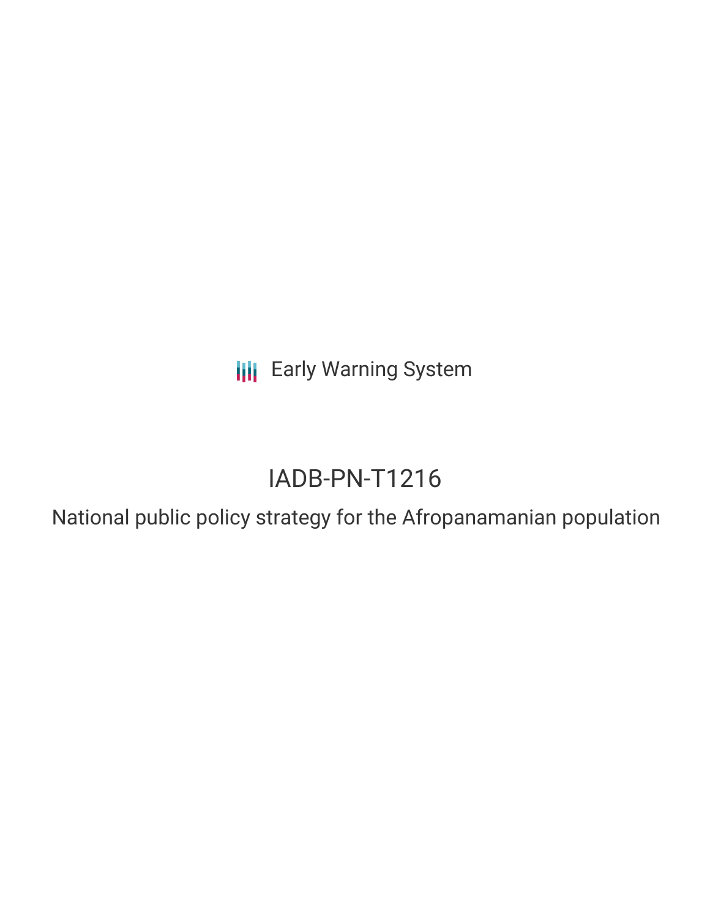Early Warning System

# IADB-PN-T1216

## National public policy strategy for the Afropanamanian population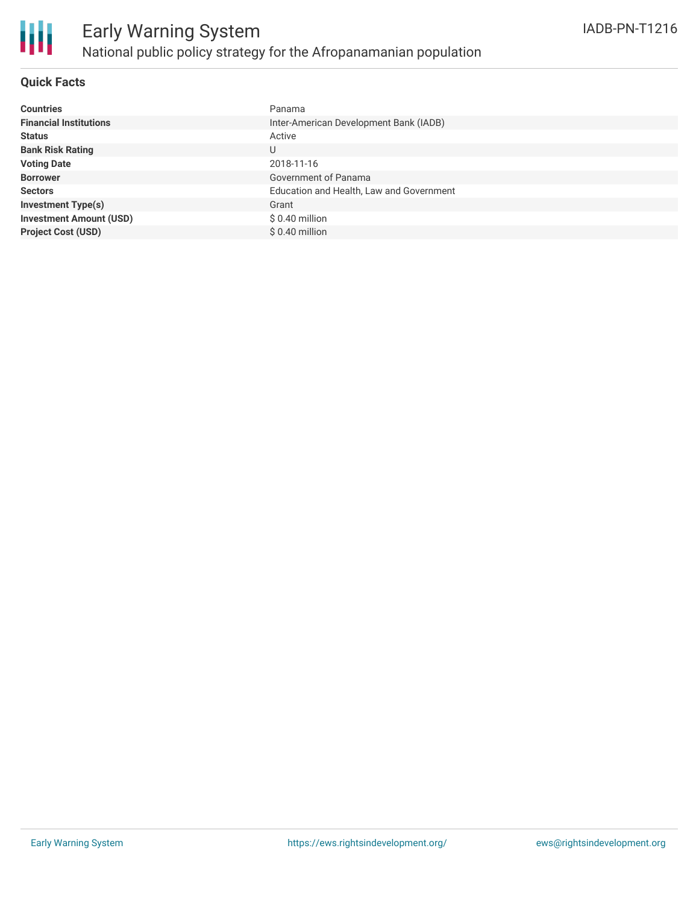# Early Warning System

## National public policy strategy for the Afropanamanian population

IADB-PN-T1216

### Quick Facts

| | |
|---|---|
| **Countries** | Panama |
| **Financial Institutions** | Inter-American Development Bank (IADB) |
| **Status** | Active |
| **Bank Risk Rating** | U |
| **Voting Date** | 2018-11-16 |
| **Borrower** | Government of Panama |
| **Sectors** | Education and Health, Law and Government |
| **Investment Type(s)** | Grant |
| **Investment Amount (USD)** | $ 0.40 million |
| **Project Cost (USD)** | $ 0.40 million |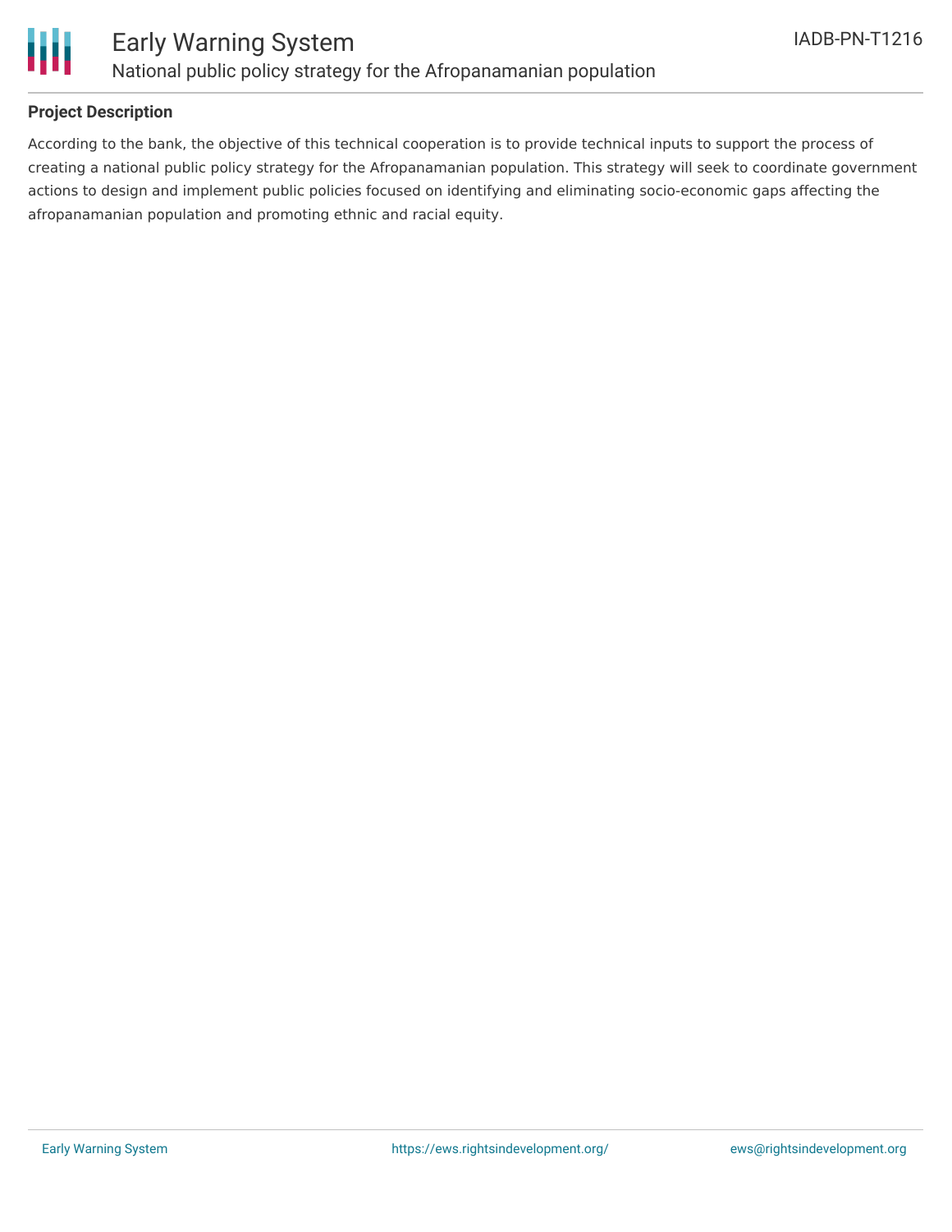## Project Description

According to the bank, the objective of this technical cooperation is to provide technical inputs to support the process of creating a national public policy strategy for the Afropanamanian population. This strategy will seek to coordinate government actions to design and implement public policies focused on identifying and eliminating socio-economic gaps affecting the afropanamanian population and promoting ethnic and racial equity.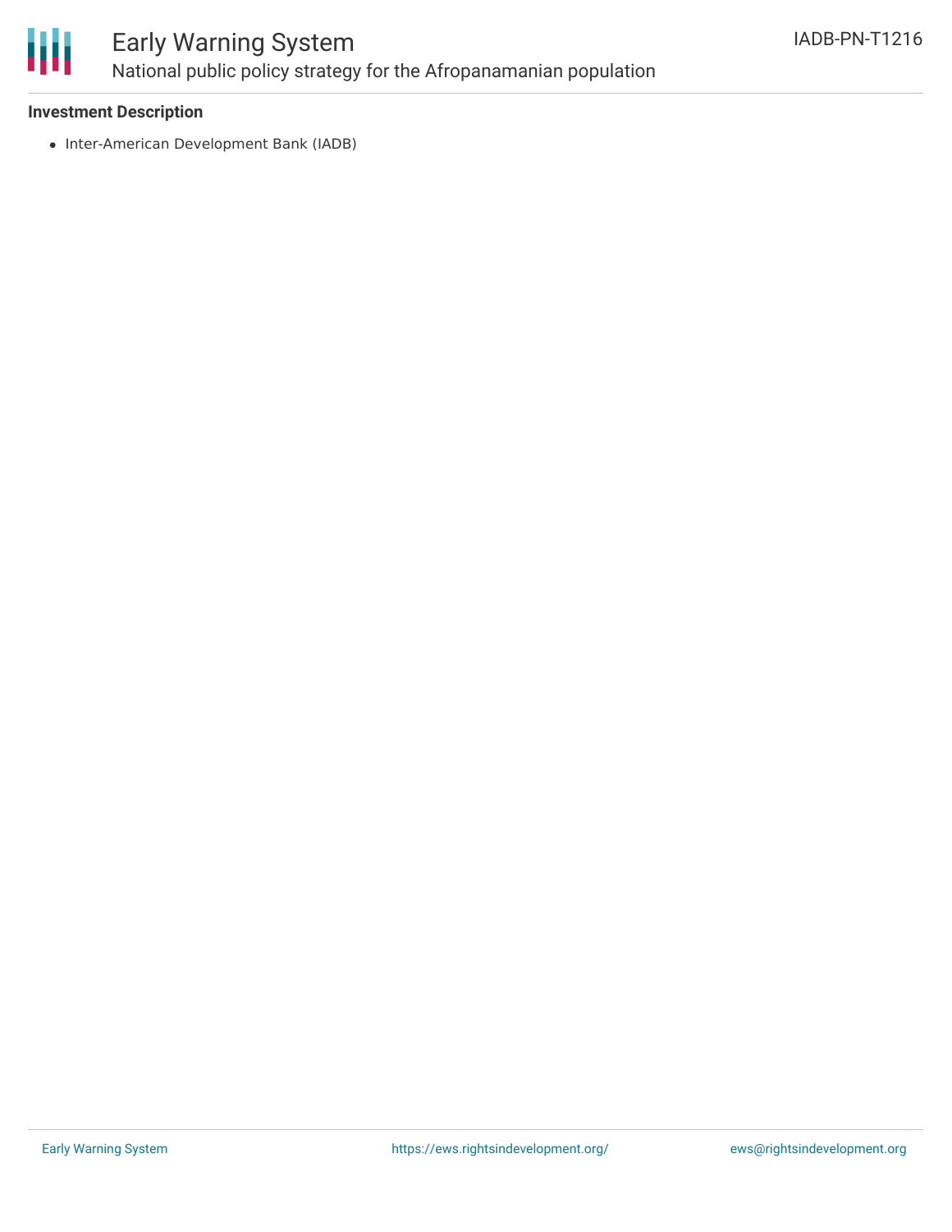**Investment Description**

- Inter-American Development Bank (IADB)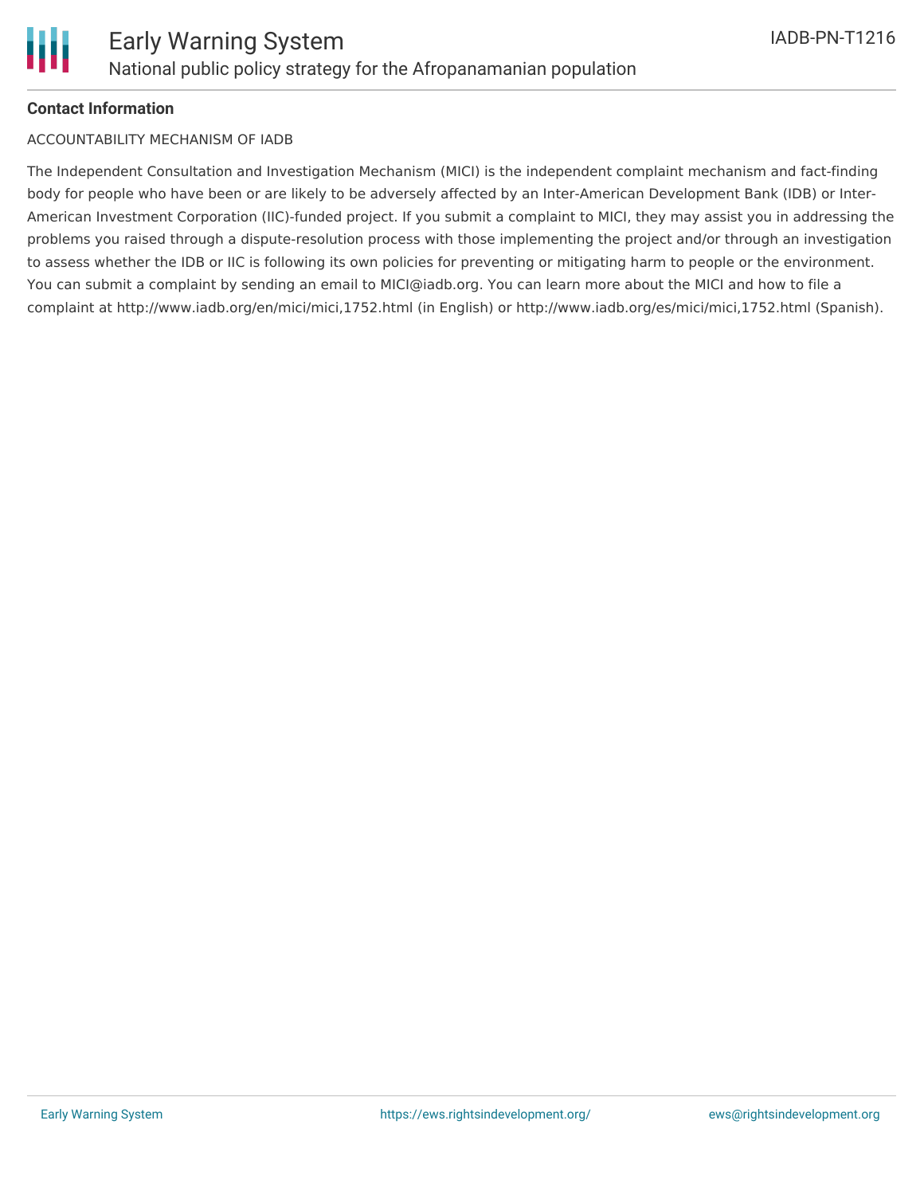**Contact Information**

ACCOUNTABILITY MECHANISM OF IADB

The Independent Consultation and Investigation Mechanism (MICI) is the independent complaint mechanism and fact-finding body for people who have been or are likely to be adversely affected by an Inter-American Development Bank (IDB) or Inter-American Investment Corporation (IIC)-funded project. If you submit a complaint to MICI, they may assist you in addressing the problems you raised through a dispute-resolution process with those implementing the project and/or through an investigation to assess whether the IDB or IIC is following its own policies for preventing or mitigating harm to people or the environment. You can submit a complaint by sending an email to MICI@iadb.org. You can learn more about the MICI and how to file a complaint at http://www.iadb.org/en/mici/mici,1752.html (in English) or http://www.iadb.org/es/mici/mici,1752.html (Spanish).